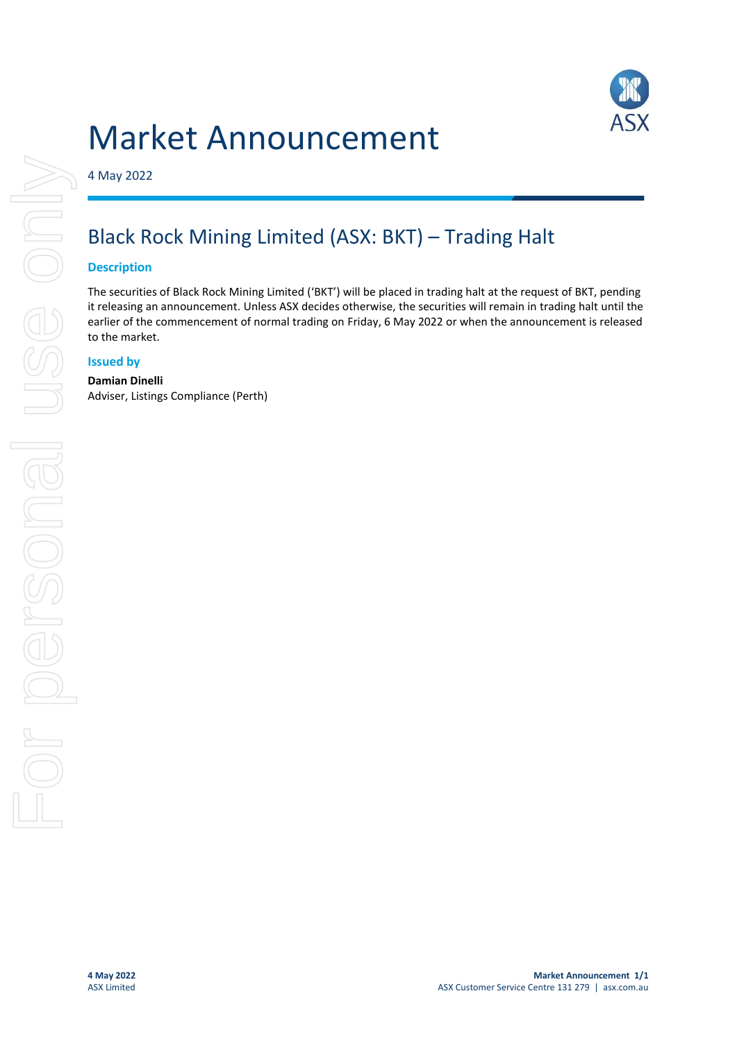# Market Announcement

4 May 2022

## Black Rock Mining Limited (ASX: BKT) – Trading Halt

### Description

The securities of Black Rock Mining Limited ('BKT') will be placed in trading halt at the request of BKT, pending it releasing an announcement. Unless ASX decides otherwise, the securities will remain in trading halt until the earlier of the commencement of normal trading on Friday, 6 May 2022 or when the announcement is released to the market.

### Issued by

**Damian Dinelli**
Adviser, Listings Compliance (Perth)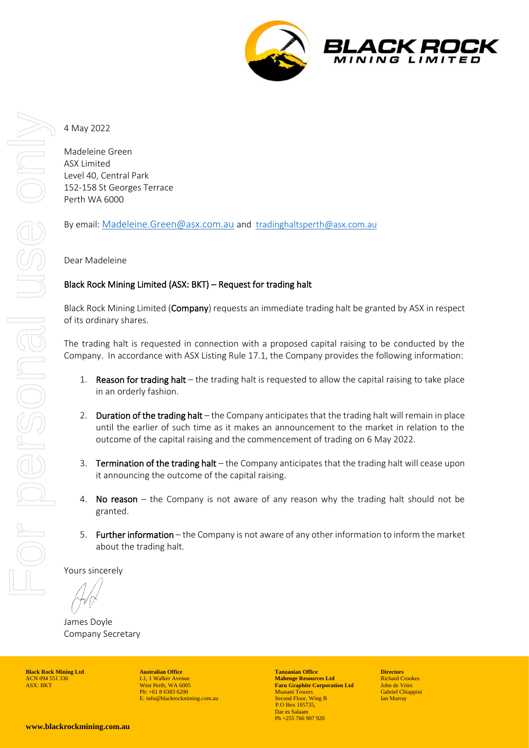4 May 2022

Madeleine Green
ASX Limited
Level 40, Central Park
152-158 St Georges Terrace
Perth WA 6000

By email: Madeleine.Green@asx.com.au and tradinghaltsperth@asx.com.au

Dear Madeleine

**Black Rock Mining Limited (ASX: BKT) – Request for trading halt**

Black Rock Mining Limited (**Company**) requests an immediate trading halt be granted by ASX in respect of its ordinary shares.

The trading halt is requested in connection with a proposed capital raising to be conducted by the Company. In accordance with ASX Listing Rule 17.1, the Company provides the following information:

1. **Reason for trading halt** – the trading halt is requested to allow the capital raising to take place in an orderly fashion.
2. **Duration of the trading halt** – the Company anticipates that the trading halt will remain in place until the earlier of such time as it makes an announcement to the market in relation to the outcome of the capital raising and the commencement of trading on 6 May 2022.
3. **Termination of the trading halt** – the Company anticipates that the trading halt will cease upon it announcing the outcome of the capital raising.
4. **No reason** – the Company is not aware of any reason why the trading halt should not be granted.
5. **Further information** – the Company is not aware of any other information to inform the market about the trading halt.

Yours sincerely

James Doyle
Company Secretary

**Black Rock Mining Ltd**
ACN 094 551 336
ASX: BKT

**Australian Office**
L1, 1 Walker Avenue
West Perth, WA 6005
Ph: +61 8 6383 6200
E: info@blackrockmining.com.au

**Tanzanian Office**
**Mahenge Resources Ltd**
**Faru Graphite Corporation Ltd**
Msasani Towers
Second Floor, Wing B
P.O Box 105735,
Dar es Salaam
Ph +255 766 907 920

**Directors**
Richard Crookes
John de Vries
Gabriel Chiappini
Ian Murray

**www.blackrockmining.com.au**